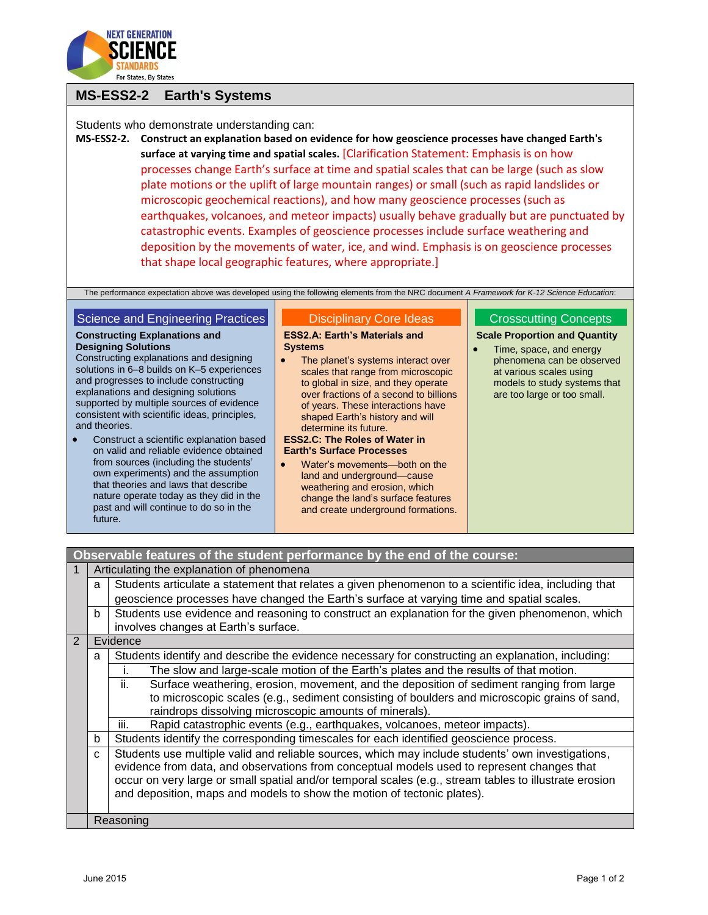## MS-ESS2-2 Earth's Systems

Students who demonstrate understanding can:

**MS-ESS2-2. Construct an explanation based on evidence for how geoscience processes have changed Earth's surface at varying time and spatial scales.** [Clarification Statement: Emphasis is on how processes change Earth's surface at time and spatial scales that can be large (such as slow plate motions or the uplift of large mountain ranges) or small (such as rapid landslides or microscopic geochemical reactions), and how many geoscience processes (such as earthquakes, volcanoes, and meteor impacts) usually behave gradually but are punctuated by catastrophic events. Examples of geoscience processes include surface weathering and deposition by the movements of water, ice, and wind. Emphasis is on geoscience processes that shape local geographic features, where appropriate.]

The performance expectation above was developed using the following elements from the NRC document *A Framework for K-12 Science Education*:

### Science and Engineering Practices

**Constructing Explanations and Designing Solutions**

Constructing explanations and designing solutions in 6–8 builds on K–5 experiences and progresses to include constructing explanations and designing solutions supported by multiple sources of evidence consistent with scientific ideas, principles, and theories.

- Construct a scientific explanation based on valid and reliable evidence obtained from sources (including the students' own experiments) and the assumption that theories and laws that describe nature operate today as they did in the past and will continue to do so in the future.

### Disciplinary Core Ideas

**ESS2.A: Earth's Materials and Systems**

- The planet's systems interact over scales that range from microscopic to global in size, and they operate over fractions of a second to billions of years. These interactions have shaped Earth's history and will determine its future.

**ESS2.C: The Roles of Water in Earth's Surface Processes**

- Water's movements—both on the land and underground—cause weathering and erosion, which change the land's surface features and create underground formations.

### Crosscutting Concepts

**Scale Proportion and Quantity**

- Time, space, and energy phenomena can be observed at various scales using models to study systems that are too large or too small.

### Observable features of the student performance by the end of the course:

| | | |
|---|---|---|
| 1 | Articulating the explanation of phenomena | |
| | a | Students articulate a statement that relates a given phenomenon to a scientific idea, including that geoscience processes have changed the Earth's surface at varying time and spatial scales. |
| | b | Students use evidence and reasoning to construct an explanation for the given phenomenon, which involves changes at Earth's surface. |
| 2 | Evidence | |
| | a | Students identify and describe the evidence necessary for constructing an explanation, including: |
| | | i. The slow and large-scale motion of the Earth's plates and the results of that motion. |
| | | ii. Surface weathering, erosion, movement, and the deposition of sediment ranging from large to microscopic scales (e.g., sediment consisting of boulders and microscopic grains of sand, raindrops dissolving microscopic amounts of minerals). |
| | | iii. Rapid catastrophic events (e.g., earthquakes, volcanoes, meteor impacts). |
| | b | Students identify the corresponding timescales for each identified geoscience process. |
| | c | Students use multiple valid and reliable sources, which may include students' own investigations, evidence from data, and observations from conceptual models used to represent changes that occur on very large or small spatial and/or temporal scales (e.g., stream tables to illustrate erosion and deposition, maps and models to show the motion of tectonic plates). |
| 3 | Reasoning | |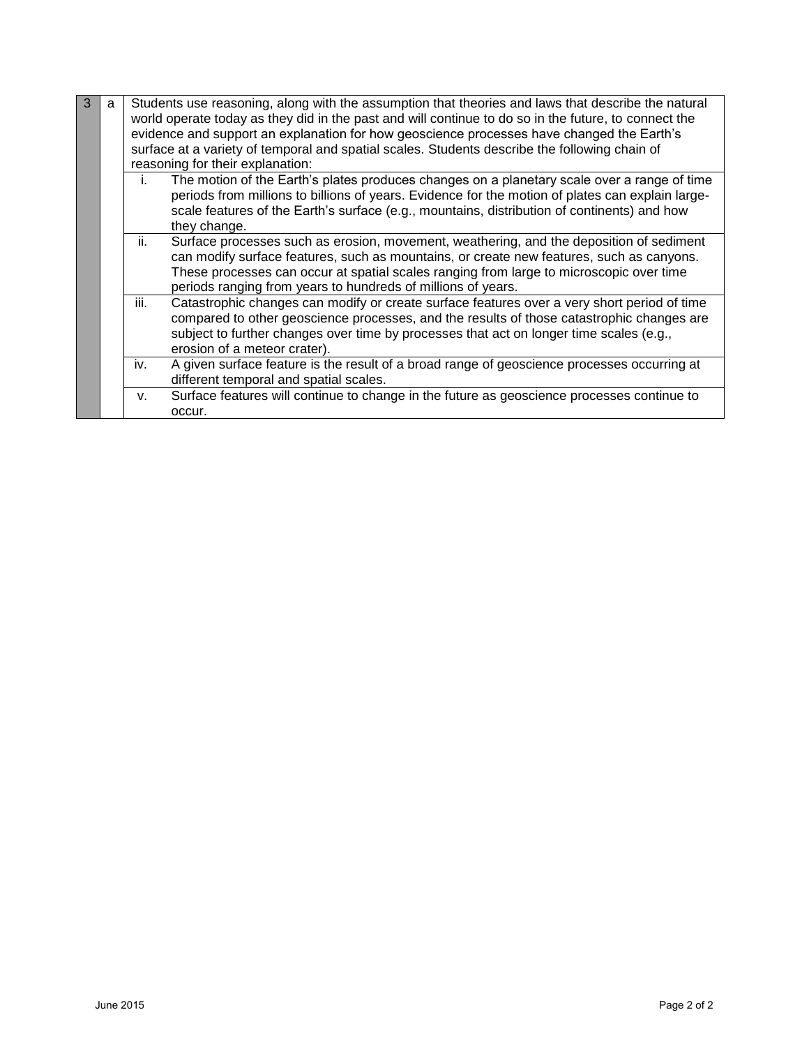| | | | |
|---|---|---|---|
| 3 | a | Students use reasoning, along with the assumption that theories and laws that describe the natural world operate today as they did in the past and will continue to do so in the future, to connect the evidence and support an explanation for how geoscience processes have changed the Earth's surface at a variety of temporal and spatial scales. Students describe the following chain of reasoning for their explanation: | |
| | | i. | The motion of the Earth's plates produces changes on a planetary scale over a range of time periods from millions to billions of years. Evidence for the motion of plates can explain large-scale features of the Earth's surface (e.g., mountains, distribution of continents) and how they change. |
| | | ii. | Surface processes such as erosion, movement, weathering, and the deposition of sediment can modify surface features, such as mountains, or create new features, such as canyons. These processes can occur at spatial scales ranging from large to microscopic over time periods ranging from years to hundreds of millions of years. |
| | | iii. | Catastrophic changes can modify or create surface features over a very short period of time compared to other geoscience processes, and the results of those catastrophic changes are subject to further changes over time by processes that act on longer time scales (e.g., erosion of a meteor crater). |
| | | iv. | A given surface feature is the result of a broad range of geoscience processes occurring at different temporal and spatial scales. |
| | | v. | Surface features will continue to change in the future as geoscience processes continue to occur. |

June 2015